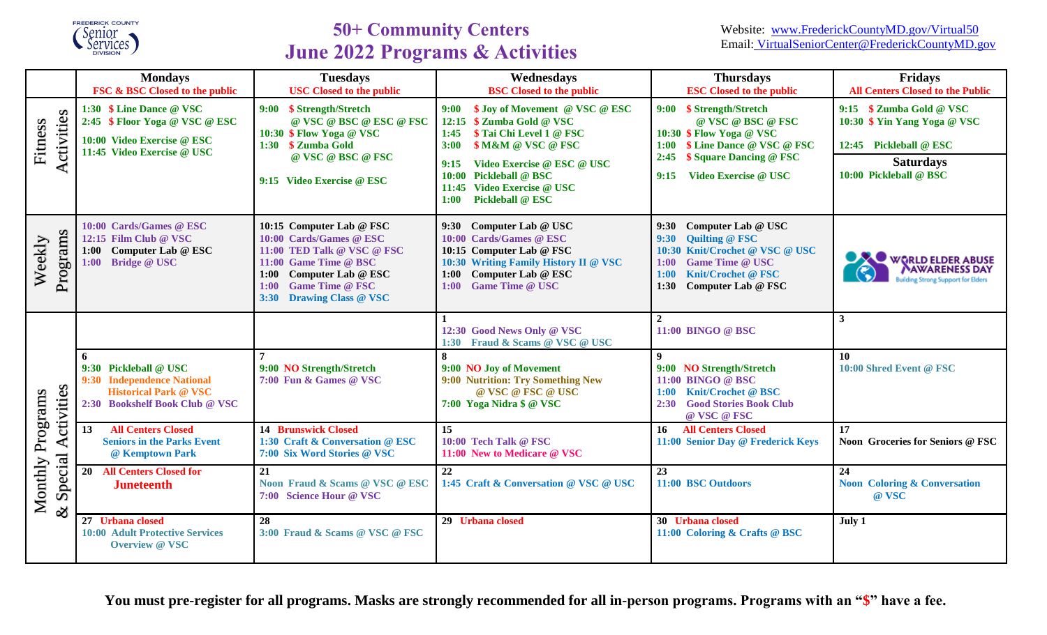FREDERICK COUNTY Senior Services DIVISION

# 50+ Community Centers
# June 2022 Programs & Activities

Website: www.FrederickCountyMD.gov/Virtual50
Email: VirtualSeniorCenter@FrederickCountyMD.gov

| | Mondays<br>FSC & BSC Closed to the public | Tuesdays<br>USC Closed to the public | Wednesdays<br>BSC Closed to the public | Thursdays<br>ESC Closed to the public | Fridays<br>All Centers Closed to the Public |
|---|---|---|---|---|---|
| Fitness Activities | 1:30 $ Line Dance @ VSC<br>2:45 $ Floor Yoga @ VSC @ ESC<br>10:00 Video Exercise @ ESC<br>11:45 Video Exercise @ USC | 9:00 $ Strength/Stretch @ VSC @ BSC @ ESC @ FSC<br>10:30 $ Flow Yoga @ VSC<br>1:30 $ Zumba Gold @ VSC @ BSC @ FSC<br>9:15 Video Exercise @ ESC | 9:00 $ Joy of Movement @ VSC @ ESC<br>12:15 $ Zumba Gold @ VSC<br>1:45 $ Tai Chi Level 1 @ FSC<br>3:00 $ M&M @ VSC @ FSC<br>9:15 Video Exercise @ ESC @ USC<br>10:00 Pickleball @ BSC<br>11:45 Video Exercise @ USC<br>1:00 Pickleball @ ESC | 9:00 $ Strength/Stretch @ VSC @ BSC @ FSC<br>10:30 $ Flow Yoga @ VSC<br>1:00 $ Line Dance @ VSC @ FSC<br>2:45 $ Square Dancing @ FSC<br>9:15 Video Exercise @ USC | 9:15 $ Zumba Gold @ VSC<br>10:30 $ Yin Yang Yoga @ VSC<br>12:45 Pickleball @ ESC<br>**Saturdays**<br>10:00 Pickleball @ BSC |
| Weekly Programs | 10:00 Cards/Games @ ESC<br>12:15 Film Club @ VSC<br>1:00 Computer Lab @ ESC<br>1:00 Bridge @ USC | 10:15 Computer Lab @ FSC<br>10:00 Cards/Games @ ESC<br>11:00 TED Talk @ VSC @ FSC<br>11:00 Game Time @ BSC<br>1:00 Computer Lab @ ESC<br>1:00 Game Time @ FSC<br>3:30 Drawing Class @ VSC | 9:30 Computer Lab @ USC<br>10:00 Cards/Games @ ESC<br>10:15 Computer Lab @ FSC<br>10:30 Writing Family History II @ VSC<br>1:00 Computer Lab @ ESC<br>1:00 Game Time @ USC | 9:30 Computer Lab @ USC<br>9:30 Quilting @ FSC<br>10:30 Knit/Crochet @ VSC @ USC<br>1:00 Game Time @ USC<br>1:00 Knit/Crochet @ FSC<br>1:30 Computer Lab @ FSC | WORLD ELDER ABUSE AWARENESS DAY<br>Building Strong Support for Elders |
| Monthly Programs & Special Activities | | | **1**<br>12:30 Good News Only @ VSC<br>1:30 Fraud & Scams @ VSC @ USC | **2**<br>11:00 BINGO @ BSC | **3** |
| | **6**<br>9:30 Pickleball @ USC<br>9:30 Independence National Historical Park @ VSC<br>2:30 Bookshelf Book Club @ VSC | **7**<br>9:00 NO Strength/Stretch<br>7:00 Fun & Games @ VSC | **8**<br>9:00 NO Joy of Movement<br>9:00 Nutrition: Try Something New @ VSC @ FSC @ USC<br>7:00 Yoga Nidra $ @ VSC | **9**<br>9:00 NO Strength/Stretch<br>11:00 BINGO @ BSC<br>1:00 Knit/Crochet @ BSC<br>2:30 Good Stories Book Club @ VSC @ FSC | **10**<br>10:00 Shred Event @ FSC |
| | **13** All Centers Closed<br>Seniors in the Parks Event @ Kemptown Park | **14** Brunswick Closed<br>1:30 Craft & Conversation @ ESC<br>7:00 Six Word Stories @ VSC | **15**<br>10:00 Tech Talk @ FSC<br>11:00 New to Medicare @ VSC | **16** All Centers Closed<br>11:00 Senior Day @ Frederick Keys | **17**<br>Noon Groceries for Seniors @ FSC |
| | **20** All Centers Closed for **Juneteenth** | **21**<br>Noon Fraud & Scams @ VSC @ ESC<br>7:00 Science Hour @ VSC | **22**<br>1:45 Craft & Conversation @ VSC @ USC | **23**<br>11:00 BSC Outdoors | **24**<br>Noon Coloring & Conversation @ VSC |
| | **27** Urbana closed<br>10:00 Adult Protective Services Overview @ VSC | **28**<br>3:00 Fraud & Scams @ VSC @ FSC | **29** Urbana closed | **30** Urbana closed<br>11:00 Coloring & Crafts @ BSC | **July 1** |

**You must pre-register for all programs. Masks are strongly recommended for all in-person programs. Programs with an "$" have a fee.**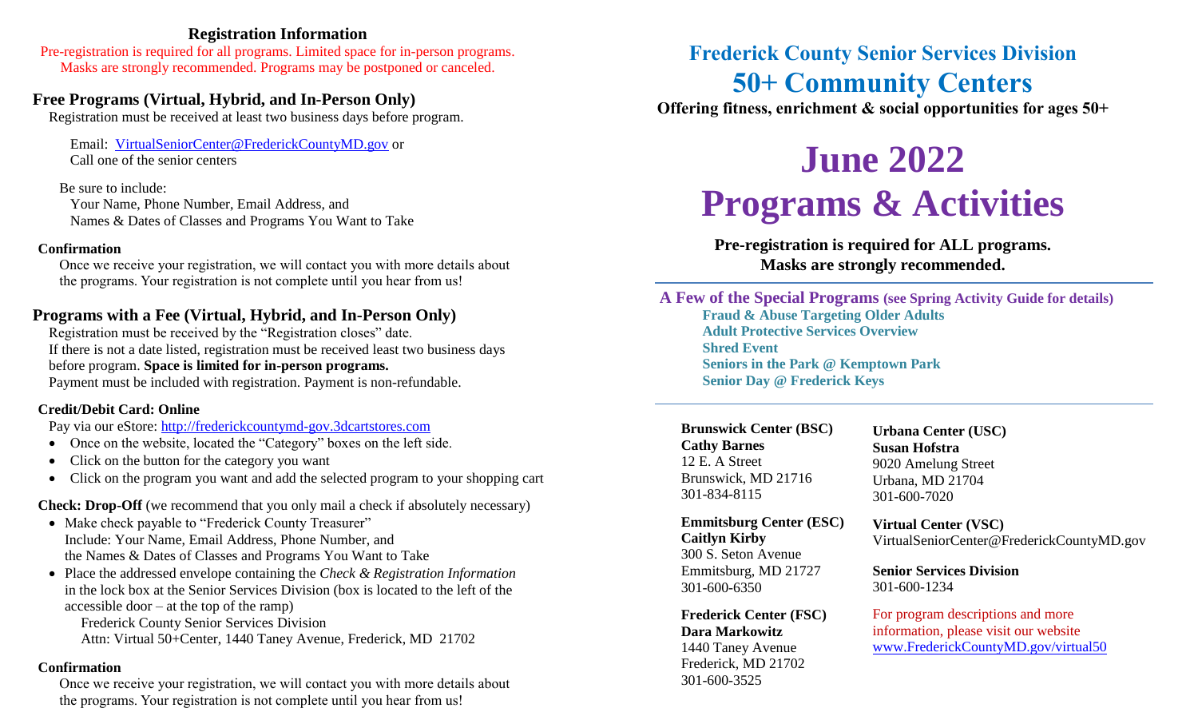## Registration Information

Pre-registration is required for all programs. Limited space for in-person programs. Masks are strongly recommended. Programs may be postponed or canceled.

### Free Programs (Virtual, Hybrid, and In-Person Only)

Registration must be received at least two business days before program.

Email: VirtualSeniorCenter@FrederickCountyMD.gov or
Call one of the senior centers

Be sure to include:
Your Name, Phone Number, Email Address, and
Names & Dates of Classes and Programs You Want to Take

**Confirmation**

Once we receive your registration, we will contact you with more details about the programs. Your registration is not complete until you hear from us!

### Programs with a Fee (Virtual, Hybrid, and In-Person Only)

Registration must be received by the "Registration closes" date.
If there is not a date listed, registration must be received least two business days before program. **Space is limited for in-person programs.**
Payment must be included with registration. Payment is non-refundable.

**Credit/Debit Card: Online**

Pay via our eStore: http://frederickcountymd-gov.3dcartstores.com

- Once on the website, located the "Category" boxes on the left side.
- Click on the button for the category you want
- Click on the program you want and add the selected program to your shopping cart

**Check: Drop-Off** (we recommend that you only mail a check if absolutely necessary)

- Make check payable to "Frederick County Treasurer"
  Include: Your Name, Email Address, Phone Number, and
  the Names & Dates of Classes and Programs You Want to Take
- Place the addressed envelope containing the *Check & Registration Information* in the lock box at the Senior Services Division (box is located to the left of the accessible door – at the top of the ramp)
  Frederick County Senior Services Division
  Attn: Virtual 50+Center, 1440 Taney Avenue, Frederick, MD 21702

**Confirmation**

Once we receive your registration, we will contact you with more details about the programs. Your registration is not complete until you hear from us!

## Frederick County Senior Services Division

# 50+ Community Centers

**Offering fitness, enrichment & social opportunities for ages 50+**

# June 2022

# Programs & Activities

**Pre-registration is required for ALL programs.**
**Masks are strongly recommended.**

---

### A Few of the Special Programs (see Spring Activity Guide for details)

**Fraud & Abuse Targeting Older Adults**
**Adult Protective Services Overview**
**Shred Event**
**Seniors in the Park @ Kemptown Park**
**Senior Day @ Frederick Keys**

---

**Brunswick Center (BSC)**
**Cathy Barnes**
12 E. A Street
Brunswick, MD 21716
301-834-8115

**Emmitsburg Center (ESC)**
**Caitlyn Kirby**
300 S. Seton Avenue
Emmitsburg, MD 21727
301-600-6350

**Frederick Center (FSC)**
**Dara Markowitz**
1440 Taney Avenue
Frederick, MD 21702
301-600-3525

**Urbana Center (USC)**
**Susan Hofstra**
9020 Amelung Street
Urbana, MD 21704
301-600-7020

**Virtual Center (VSC)**
VirtualSeniorCenter@FrederickCountyMD.gov

**Senior Services Division**
301-600-1234

For program descriptions and more information, please visit our website www.FrederickCountyMD.gov/virtual50